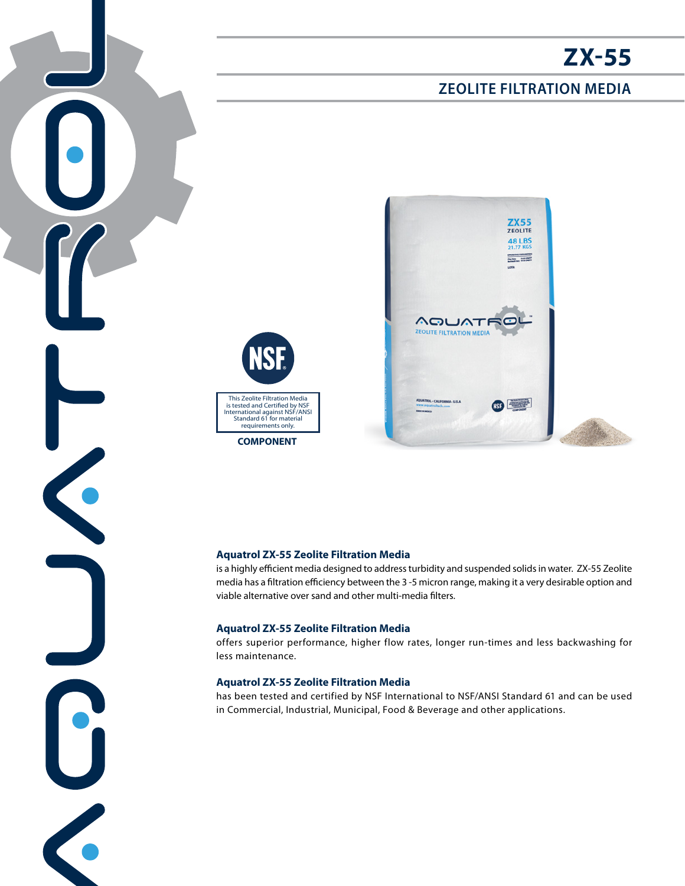# ZX-55

## ZEOLITE FILTRATION MEDIA

This Zeolite Filtration Media is tested and Certified by NSF International against NSF/ANSI Standard 61 for material requirements only.

**COMPONENT**

### Aquatrol ZX-55 Zeolite Filtration Media

is a highly efficient media designed to address turbidity and suspended solids in water. ZX-55 Zeolite media has a filtration efficiency between the 3 -5 micron range, making it a very desirable option and viable alternative over sand and other multi-media filters.

### Aquatrol ZX-55 Zeolite Filtration Media

offers superior performance, higher flow rates, longer run-times and less backwashing for less maintenance.

### Aquatrol ZX-55 Zeolite Filtration Media

has been tested and certified by NSF International to NSF/ANSI Standard 61 and can be used in Commercial, Industrial, Municipal, Food & Beverage and other applications.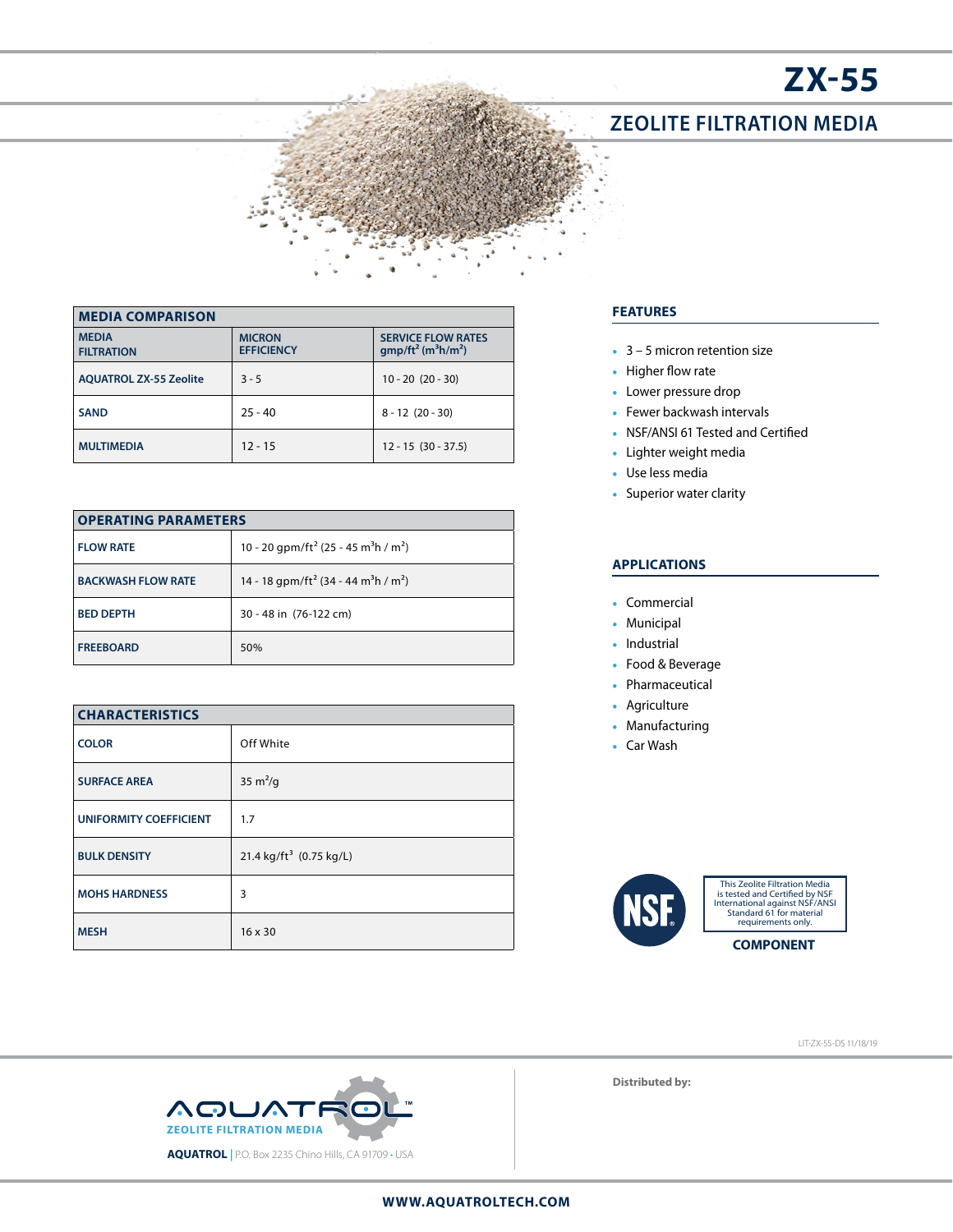# ZX-55

## ZEOLITE FILTRATION MEDIA

| MEDIA COMPARISON | | |
|---|---|---|
| **MEDIA FILTRATION** | **MICRON EFFICIENCY** | **SERVICE FLOW RATES gmp/ft² (m³h/m²)** |
| **AQUATROL ZX-55 Zeolite** | 3 - 5 | 10 - 20 (20 - 30) |
| **SAND** | 25 - 40 | 8 - 12 (20 - 30) |
| **MULTIMEDIA** | 12 - 15 | 12 - 15 (30 - 37.5) |

| OPERATING PARAMETERS | |
|---|---|
| **FLOW RATE** | 10 - 20 gpm/ft² (25 - 45 m³h / m²) |
| **BACKWASH FLOW RATE** | 14 - 18 gpm/ft² (34 - 44 m³h / m²) |
| **BED DEPTH** | 30 - 48 in (76-122 cm) |
| **FREEBOARD** | 50% |

| CHARACTERISTICS | |
|---|---|
| **COLOR** | Off White |
| **SURFACE AREA** | 35 m²/g |
| **UNIFORMITY COEFFICIENT** | 1.7 |
| **BULK DENSITY** | 21.4 kg/ft³ (0.75 kg/L) |
| **MOHS HARDNESS** | 3 |
| **MESH** | 16 x 30 |

### FEATURES

- 3 – 5 micron retention size
- Higher flow rate
- Lower pressure drop
- Fewer backwash intervals
- NSF/ANSI 61 Tested and Certified
- Lighter weight media
- Use less media
- Superior water clarity

### APPLICATIONS

- Commercial
- Municipal
- Industrial
- Food & Beverage
- Pharmaceutical
- Agriculture
- Manufacturing
- Car Wash

NSF

This Zeolite Filtration Media is tested and Certified by NSF International against NSF/ANSI Standard 61 for material requirements only.

**COMPONENT**

LIT-ZX-55-DS 11/18/19

AQUATROL™ ZEOLITE FILTRATION MEDIA

**AQUATROL** | P.O. Box 2235 Chino Hills, CA 91709 • USA

**Distributed by:**

**WWW.AQUATROLTECH.COM**